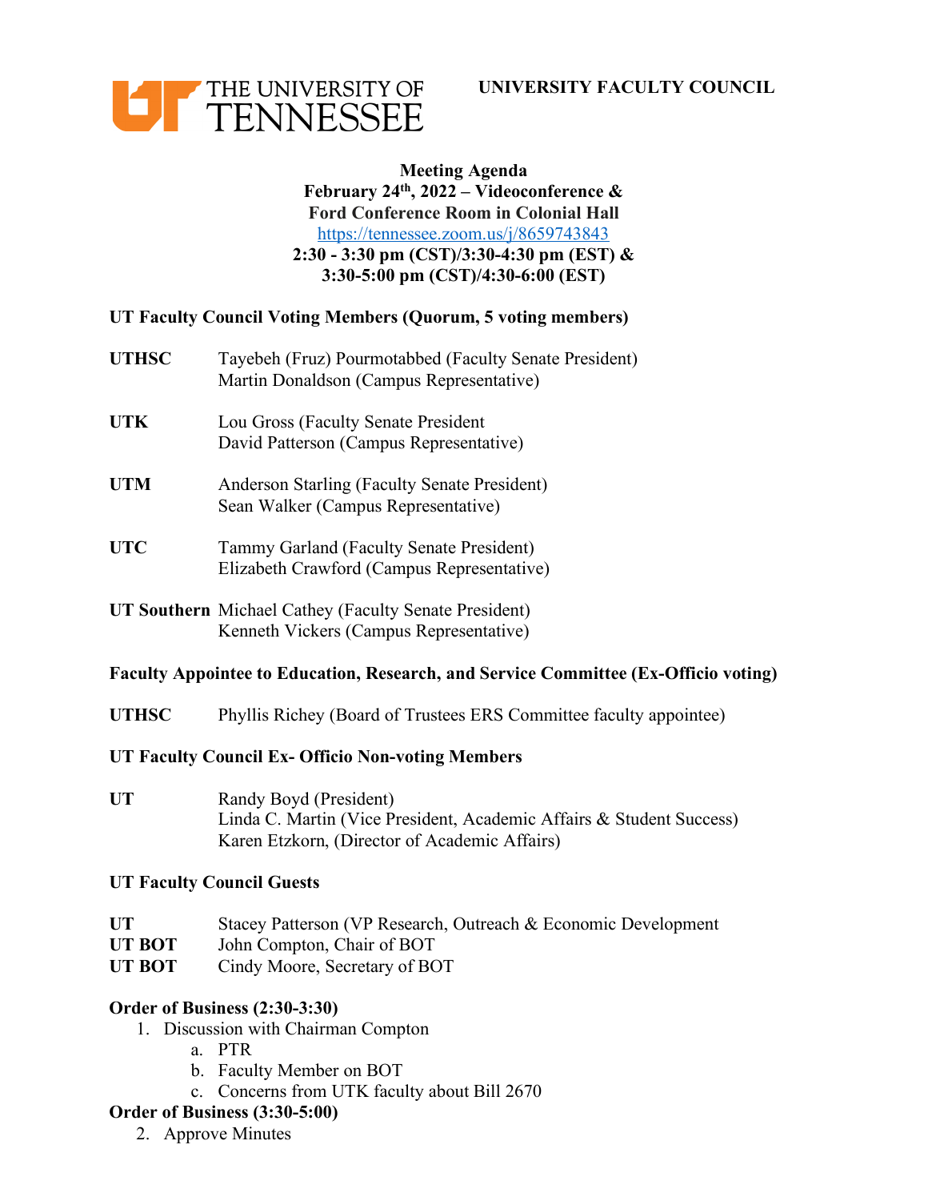THE UNIVERSITY OF TENNESSEE

**UNIVERSITY FACULTY COUNCIL**

**Meeting Agenda**
**February 24th, 2022 – Videoconference &**
**Ford Conference Room in Colonial Hall**
https://tennessee.zoom.us/j/8659743843
**2:30 - 3:30 pm (CST)/3:30-4:30 pm (EST) &**
**3:30-5:00 pm (CST)/4:30-6:00 (EST)**

**UT Faculty Council Voting Members (Quorum, 5 voting members)**

**UTHSC** Tayebeh (Fruz) Pourmotabbed (Faculty Senate President)
Martin Donaldson (Campus Representative)

**UTK** Lou Gross (Faculty Senate President
David Patterson (Campus Representative)

**UTM** Anderson Starling (Faculty Senate President)
Sean Walker (Campus Representative)

**UTC** Tammy Garland (Faculty Senate President)
Elizabeth Crawford (Campus Representative)

**UT Southern** Michael Cathey (Faculty Senate President)
Kenneth Vickers (Campus Representative)

**Faculty Appointee to Education, Research, and Service Committee (Ex-Officio voting)**

**UTHSC** Phyllis Richey (Board of Trustees ERS Committee faculty appointee)

**UT Faculty Council Ex- Officio Non-voting Members**

**UT** Randy Boyd (President)
Linda C. Martin (Vice President, Academic Affairs & Student Success)
Karen Etzkorn, (Director of Academic Affairs)

**UT Faculty Council Guests**

**UT** Stacey Patterson (VP Research, Outreach & Economic Development
**UT BOT** John Compton, Chair of BOT
**UT BOT** Cindy Moore, Secretary of BOT

**Order of Business (2:30-3:30)**

1. Discussion with Chairman Compton
   a. PTR
   b. Faculty Member on BOT
   c. Concerns from UTK faculty about Bill 2670

**Order of Business (3:30-5:00)**

2. Approve Minutes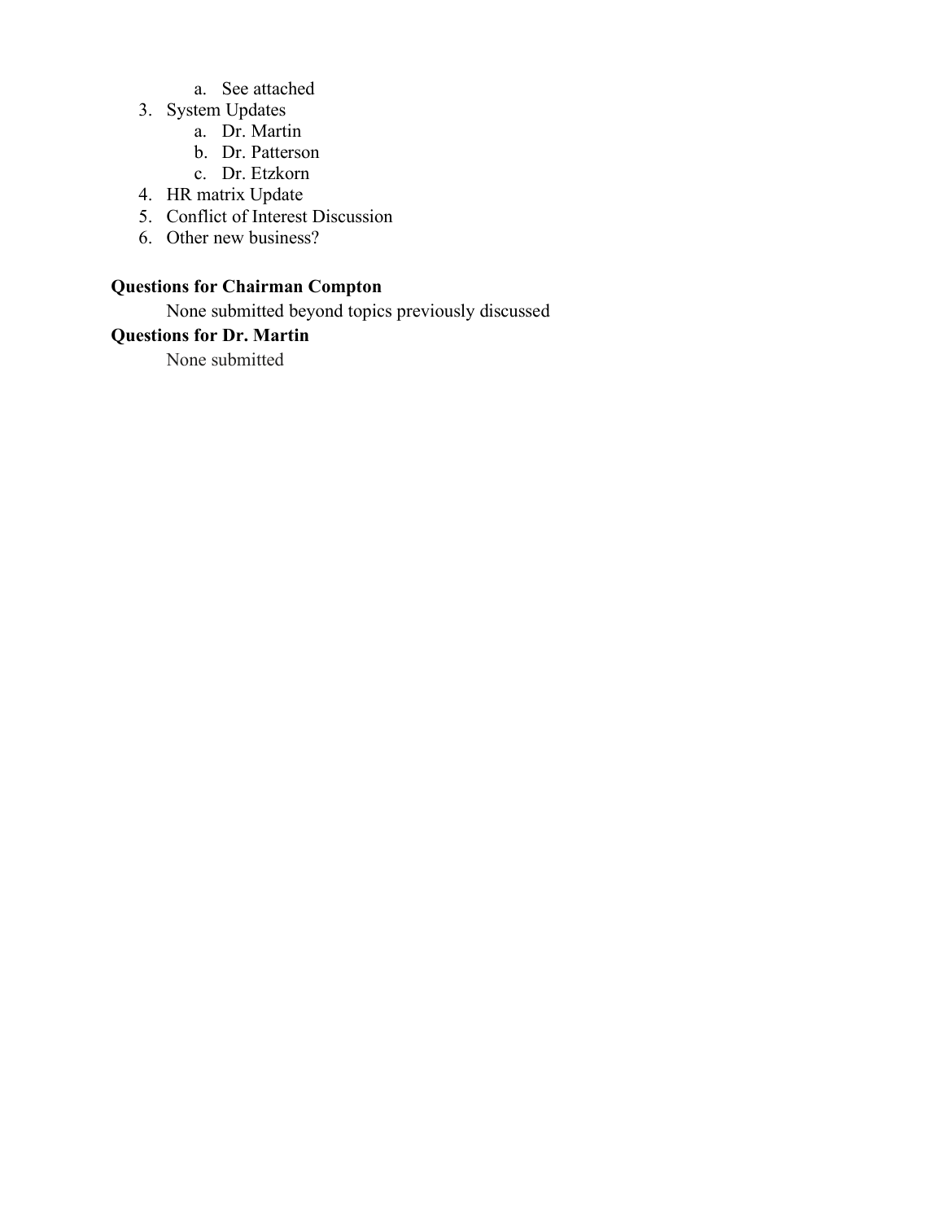a. See attached
3. System Updates
   a. Dr. Martin
   b. Dr. Patterson
   c. Dr. Etzkorn
4. HR matrix Update
5. Conflict of Interest Discussion
6. Other new business?

**Questions for Chairman Compton**

None submitted beyond topics previously discussed

**Questions for Dr. Martin**

None submitted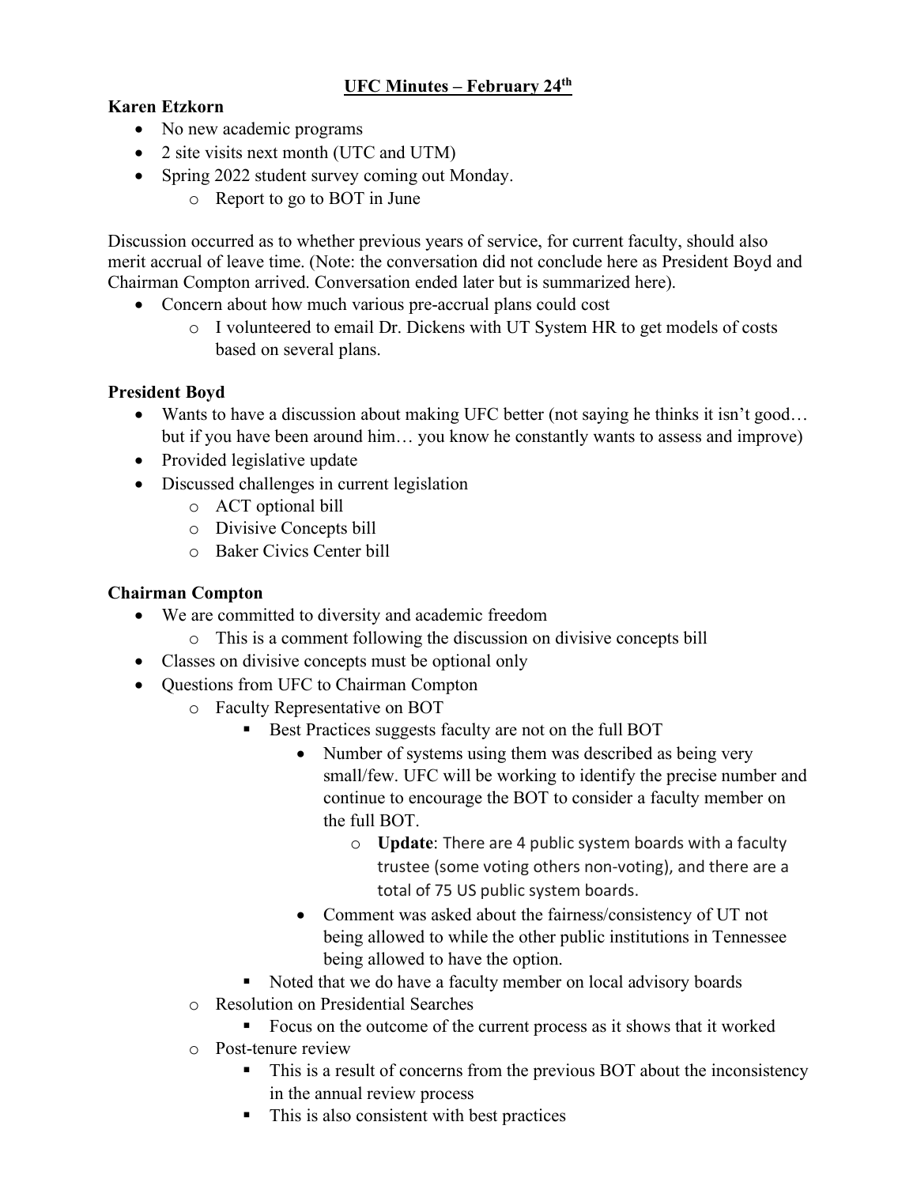# UFC Minutes – February 24th

**Karen Etzkorn**

- No new academic programs
- 2 site visits next month (UTC and UTM)
- Spring 2022 student survey coming out Monday.
  - Report to go to BOT in June

Discussion occurred as to whether previous years of service, for current faculty, should also merit accrual of leave time. (Note: the conversation did not conclude here as President Boyd and Chairman Compton arrived. Conversation ended later but is summarized here).

- Concern about how much various pre-accrual plans could cost
  - I volunteered to email Dr. Dickens with UT System HR to get models of costs based on several plans.

**President Boyd**

- Wants to have a discussion about making UFC better (not saying he thinks it isn't good… but if you have been around him… you know he constantly wants to assess and improve)
- Provided legislative update
- Discussed challenges in current legislation
  - ACT optional bill
  - Divisive Concepts bill
  - Baker Civics Center bill

**Chairman Compton**

- We are committed to diversity and academic freedom
  - This is a comment following the discussion on divisive concepts bill
- Classes on divisive concepts must be optional only
- Questions from UFC to Chairman Compton
  - Faculty Representative on BOT
    - Best Practices suggests faculty are not on the full BOT
      - Number of systems using them was described as being very small/few. UFC will be working to identify the precise number and continue to encourage the BOT to consider a faculty member on the full BOT.
        - **Update**: There are 4 public system boards with a faculty trustee (some voting others non-voting), and there are a total of 75 US public system boards.
      - Comment was asked about the fairness/consistency of UT not being allowed to while the other public institutions in Tennessee being allowed to have the option.
    - Noted that we do have a faculty member on local advisory boards
  - Resolution on Presidential Searches
    - Focus on the outcome of the current process as it shows that it worked
  - Post-tenure review
    - This is a result of concerns from the previous BOT about the inconsistency in the annual review process
    - This is also consistent with best practices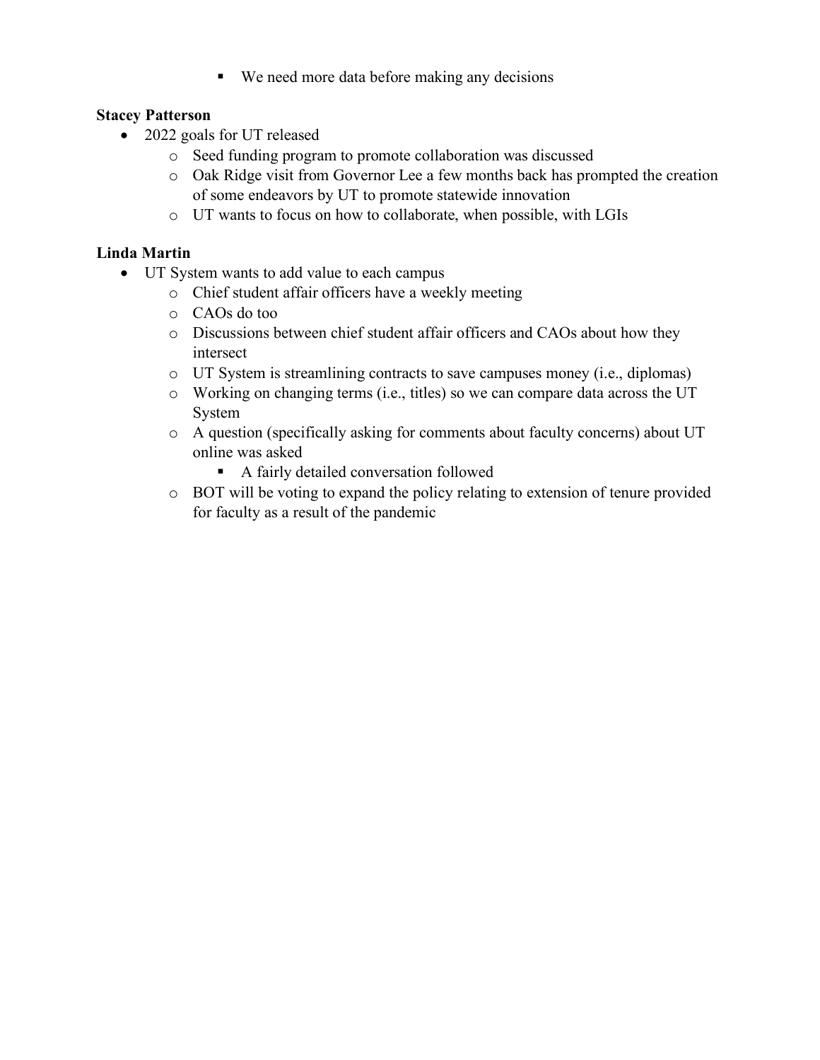- We need more data before making any decisions

**Stacey Patterson**

- 2022 goals for UT released
    - Seed funding program to promote collaboration was discussed
    - Oak Ridge visit from Governor Lee a few months back has prompted the creation of some endeavors by UT to promote statewide innovation
    - UT wants to focus on how to collaborate, when possible, with LGIs

**Linda Martin**

- UT System wants to add value to each campus
    - Chief student affair officers have a weekly meeting
    - CAOs do too
    - Discussions between chief student affair officers and CAOs about how they intersect
    - UT System is streamlining contracts to save campuses money (i.e., diplomas)
    - Working on changing terms (i.e., titles) so we can compare data across the UT System
    - A question (specifically asking for comments about faculty concerns) about UT online was asked
        - A fairly detailed conversation followed
    - BOT will be voting to expand the policy relating to extension of tenure provided for faculty as a result of the pandemic